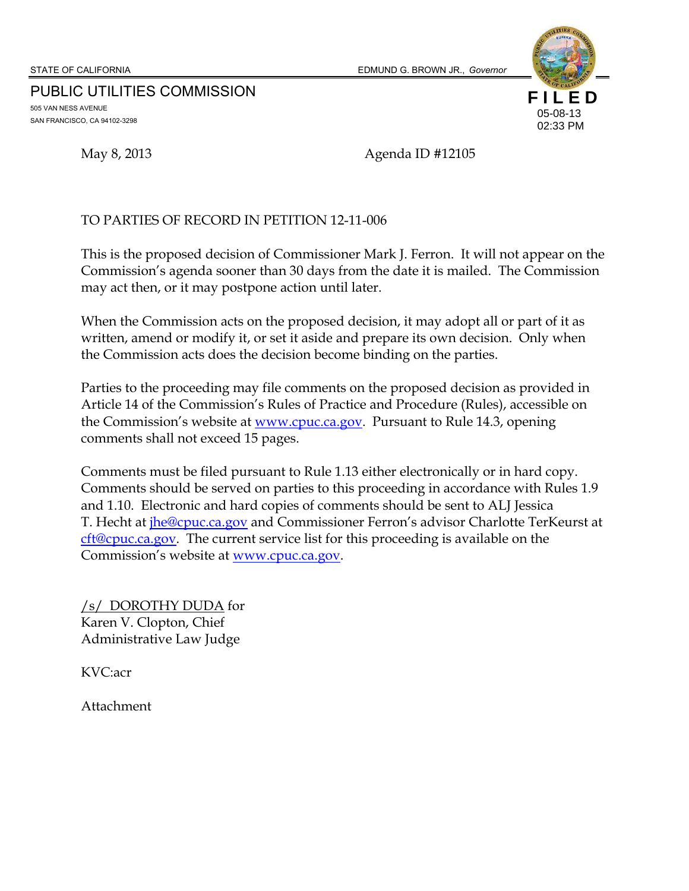STATE OF CALIFORNIA EDMUND G. BROWN JR., *Governor*

PUBLIC UTILITIES COMMISSION

505 VAN NESS AVENUE
SAN FRANCISCO, CA 94102-3298

**FILED**
05-08-13
02:33 PM

May 8, 2013 Agenda ID #12105

TO PARTIES OF RECORD IN PETITION 12-11-006

This is the proposed decision of Commissioner Mark J. Ferron. It will not appear on the Commission's agenda sooner than 30 days from the date it is mailed. The Commission may act then, or it may postpone action until later.

When the Commission acts on the proposed decision, it may adopt all or part of it as written, amend or modify it, or set it aside and prepare its own decision. Only when the Commission acts does the decision become binding on the parties.

Parties to the proceeding may file comments on the proposed decision as provided in Article 14 of the Commission's Rules of Practice and Procedure (Rules), accessible on the Commission's website at www.cpuc.ca.gov. Pursuant to Rule 14.3, opening comments shall not exceed 15 pages.

Comments must be filed pursuant to Rule 1.13 either electronically or in hard copy. Comments should be served on parties to this proceeding in accordance with Rules 1.9 and 1.10. Electronic and hard copies of comments should be sent to ALJ Jessica T. Hecht at jhe@cpuc.ca.gov and Commissioner Ferron's advisor Charlotte TerKeurst at cft@cpuc.ca.gov. The current service list for this proceeding is available on the Commission's website at www.cpuc.ca.gov.

/s/ DOROTHY DUDA for
Karen V. Clopton, Chief
Administrative Law Judge

KVC:acr

Attachment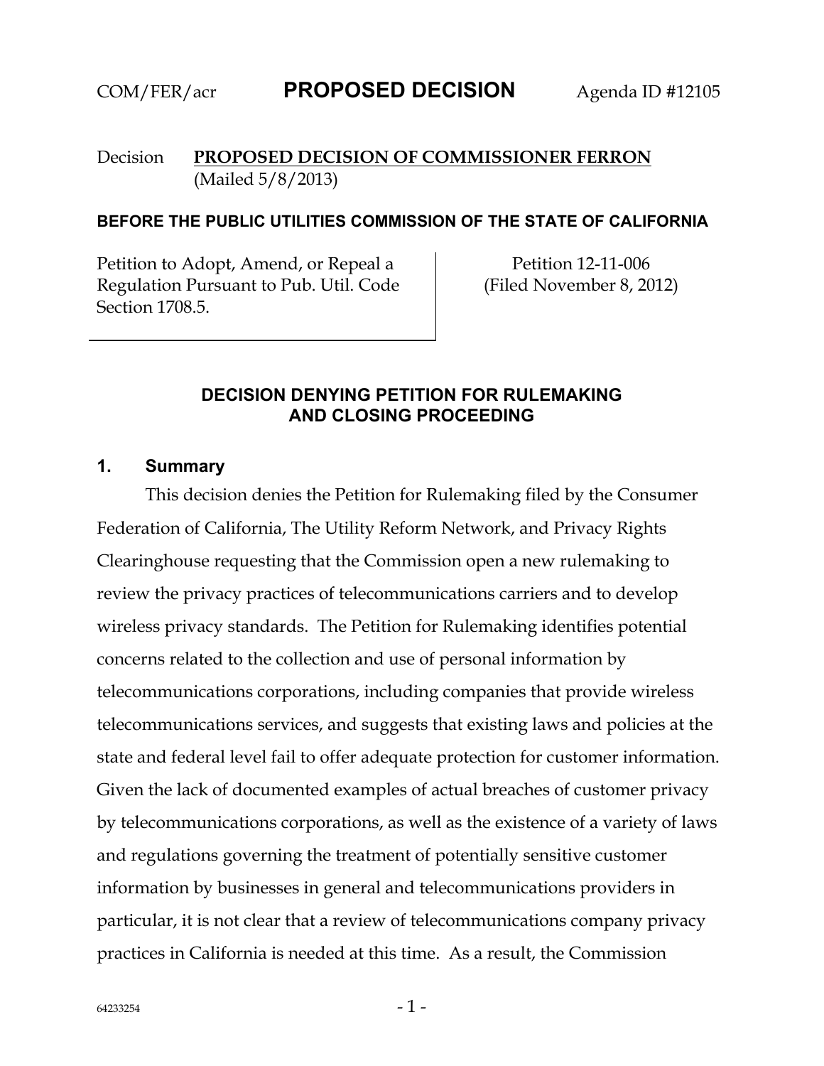COM/FER/acr **PROPOSED DECISION** Agenda ID #12105

Decision **PROPOSED DECISION OF COMMISSIONER FERRON**
(Mailed 5/8/2013)

**BEFORE THE PUBLIC UTILITIES COMMISSION OF THE STATE OF CALIFORNIA**

| | |
|---|---|
| Petition to Adopt, Amend, or Repeal a Regulation Pursuant to Pub. Util. Code Section 1708.5. | Petition 12-11-006 (Filed November 8, 2012) |

## DECISION DENYING PETITION FOR RULEMAKING AND CLOSING PROCEEDING

### 1. Summary

This decision denies the Petition for Rulemaking filed by the Consumer Federation of California, The Utility Reform Network, and Privacy Rights Clearinghouse requesting that the Commission open a new rulemaking to review the privacy practices of telecommunications carriers and to develop wireless privacy standards. The Petition for Rulemaking identifies potential concerns related to the collection and use of personal information by telecommunications corporations, including companies that provide wireless telecommunications services, and suggests that existing laws and policies at the state and federal level fail to offer adequate protection for customer information. Given the lack of documented examples of actual breaches of customer privacy by telecommunications corporations, as well as the existence of a variety of laws and regulations governing the treatment of potentially sensitive customer information by businesses in general and telecommunications providers in particular, it is not clear that a review of telecommunications company privacy practices in California is needed at this time. As a result, the Commission

64233254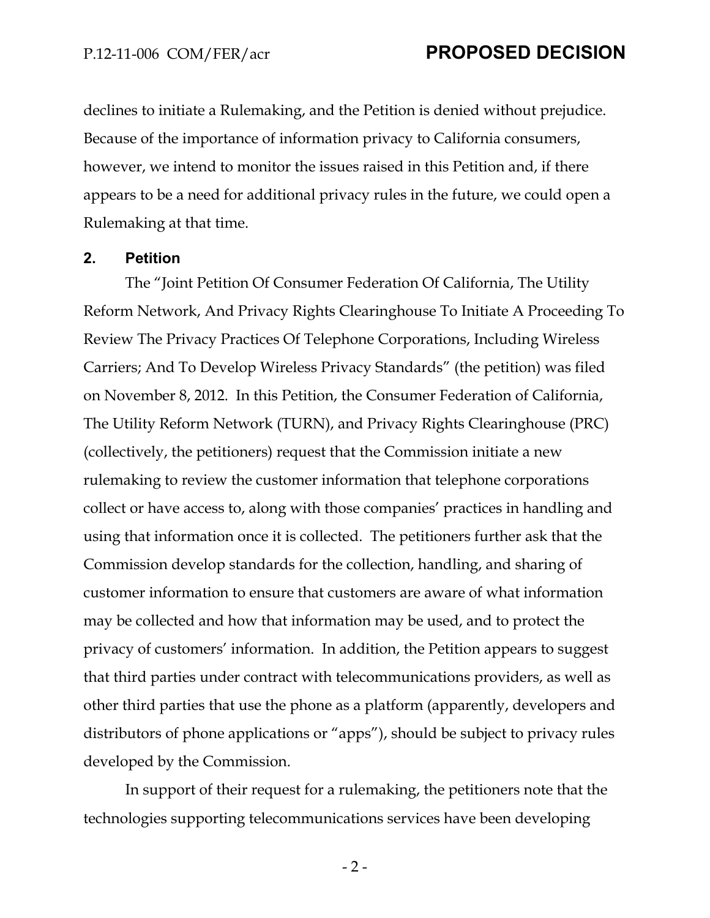declines to initiate a Rulemaking, and the Petition is denied without prejudice. Because of the importance of information privacy to California consumers, however, we intend to monitor the issues raised in this Petition and, if there appears to be a need for additional privacy rules in the future, we could open a Rulemaking at that time.

## 2. Petition

The "Joint Petition Of Consumer Federation Of California, The Utility Reform Network, And Privacy Rights Clearinghouse To Initiate A Proceeding To Review The Privacy Practices Of Telephone Corporations, Including Wireless Carriers; And To Develop Wireless Privacy Standards" (the petition) was filed on November 8, 2012. In this Petition, the Consumer Federation of California, The Utility Reform Network (TURN), and Privacy Rights Clearinghouse (PRC) (collectively, the petitioners) request that the Commission initiate a new rulemaking to review the customer information that telephone corporations collect or have access to, along with those companies' practices in handling and using that information once it is collected. The petitioners further ask that the Commission develop standards for the collection, handling, and sharing of customer information to ensure that customers are aware of what information may be collected and how that information may be used, and to protect the privacy of customers' information. In addition, the Petition appears to suggest that third parties under contract with telecommunications providers, as well as other third parties that use the phone as a platform (apparently, developers and distributors of phone applications or "apps"), should be subject to privacy rules developed by the Commission.

In support of their request for a rulemaking, the petitioners note that the technologies supporting telecommunications services have been developing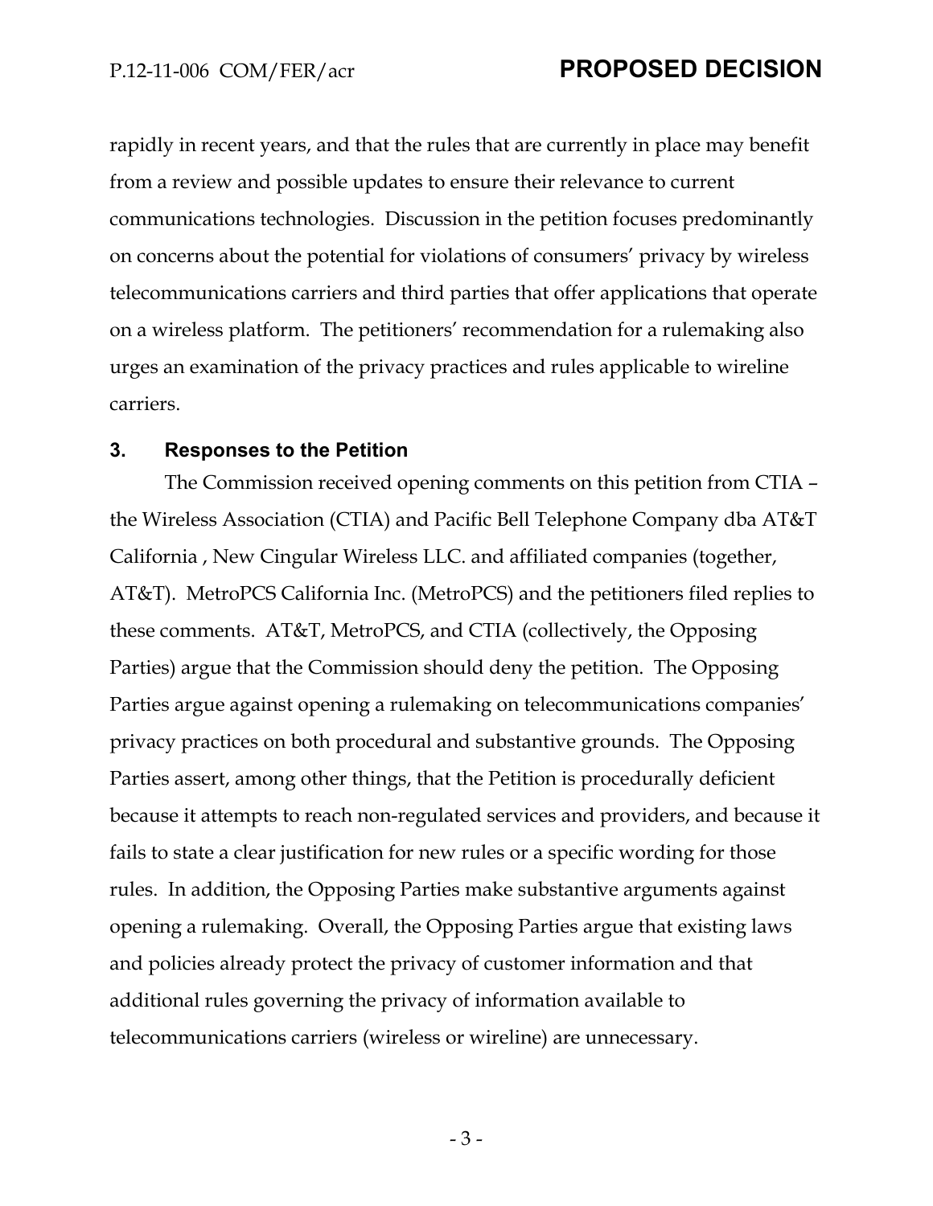rapidly in recent years, and that the rules that are currently in place may benefit from a review and possible updates to ensure their relevance to current communications technologies. Discussion in the petition focuses predominantly on concerns about the potential for violations of consumers' privacy by wireless telecommunications carriers and third parties that offer applications that operate on a wireless platform. The petitioners' recommendation for a rulemaking also urges an examination of the privacy practices and rules applicable to wireline carriers.

## 3. Responses to the Petition

The Commission received opening comments on this petition from CTIA – the Wireless Association (CTIA) and Pacific Bell Telephone Company dba AT&T California , New Cingular Wireless LLC. and affiliated companies (together, AT&T). MetroPCS California Inc. (MetroPCS) and the petitioners filed replies to these comments. AT&T, MetroPCS, and CTIA (collectively, the Opposing Parties) argue that the Commission should deny the petition. The Opposing Parties argue against opening a rulemaking on telecommunications companies' privacy practices on both procedural and substantive grounds. The Opposing Parties assert, among other things, that the Petition is procedurally deficient because it attempts to reach non-regulated services and providers, and because it fails to state a clear justification for new rules or a specific wording for those rules. In addition, the Opposing Parties make substantive arguments against opening a rulemaking. Overall, the Opposing Parties argue that existing laws and policies already protect the privacy of customer information and that additional rules governing the privacy of information available to telecommunications carriers (wireless or wireline) are unnecessary.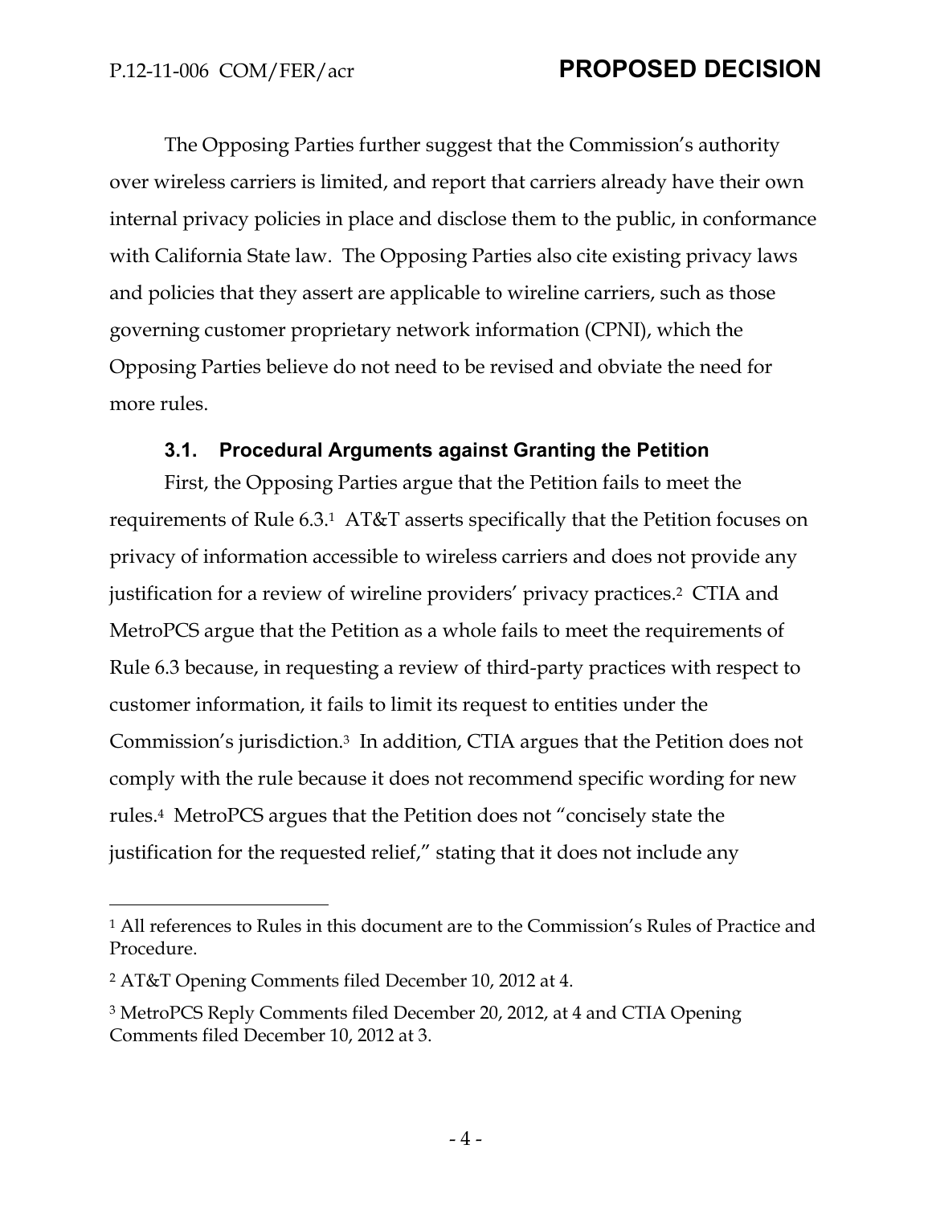The Opposing Parties further suggest that the Commission's authority over wireless carriers is limited, and report that carriers already have their own internal privacy policies in place and disclose them to the public, in conformance with California State law. The Opposing Parties also cite existing privacy laws and policies that they assert are applicable to wireline carriers, such as those governing customer proprietary network information (CPNI), which the Opposing Parties believe do not need to be revised and obviate the need for more rules.

### 3.1. Procedural Arguments against Granting the Petition

First, the Opposing Parties argue that the Petition fails to meet the requirements of Rule 6.3.[1] AT&T asserts specifically that the Petition focuses on privacy of information accessible to wireless carriers and does not provide any justification for a review of wireline providers' privacy practices.[2] CTIA and MetroPCS argue that the Petition as a whole fails to meet the requirements of Rule 6.3 because, in requesting a review of third-party practices with respect to customer information, it fails to limit its request to entities under the Commission's jurisdiction.[3] In addition, CTIA argues that the Petition does not comply with the rule because it does not recommend specific wording for new rules.[4] MetroPCS argues that the Petition does not "concisely state the justification for the requested relief," stating that it does not include any

---

[1] All references to Rules in this document are to the Commission's Rules of Practice and Procedure.

[2] AT&T Opening Comments filed December 10, 2012 at 4.

[3] MetroPCS Reply Comments filed December 20, 2012, at 4 and CTIA Opening Comments filed December 10, 2012 at 3.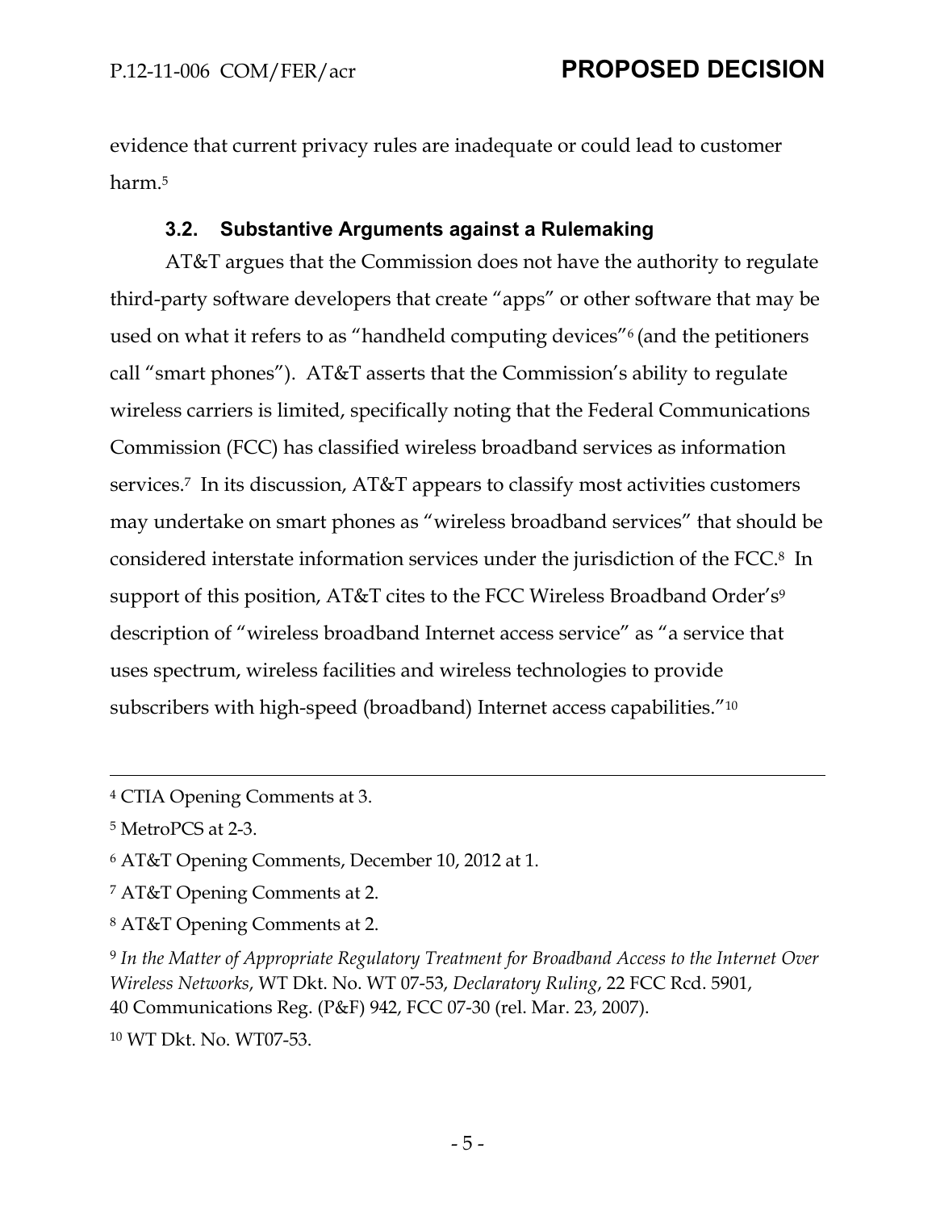evidence that current privacy rules are inadequate or could lead to customer harm.[5]

### 3.2. Substantive Arguments against a Rulemaking

AT&T argues that the Commission does not have the authority to regulate third-party software developers that create "apps" or other software that may be used on what it refers to as "handheld computing devices"[6] (and the petitioners call "smart phones"). AT&T asserts that the Commission's ability to regulate wireless carriers is limited, specifically noting that the Federal Communications Commission (FCC) has classified wireless broadband services as information services.[7] In its discussion, AT&T appears to classify most activities customers may undertake on smart phones as "wireless broadband services" that should be considered interstate information services under the jurisdiction of the FCC.[8] In support of this position, AT&T cites to the FCC Wireless Broadband Order's[9] description of "wireless broadband Internet access service" as "a service that uses spectrum, wireless facilities and wireless technologies to provide subscribers with high-speed (broadband) Internet access capabilities."[10]

---

[4] CTIA Opening Comments at 3.

[5] MetroPCS at 2-3.

[6] AT&T Opening Comments, December 10, 2012 at 1.

[7] AT&T Opening Comments at 2.

[8] AT&T Opening Comments at 2.

[9] *In the Matter of Appropriate Regulatory Treatment for Broadband Access to the Internet Over Wireless Networks*, WT Dkt. No. WT 07-53, *Declaratory Ruling*, 22 FCC Rcd. 5901, 40 Communications Reg. (P&F) 942, FCC 07-30 (rel. Mar. 23, 2007).

[10] WT Dkt. No. WT07-53.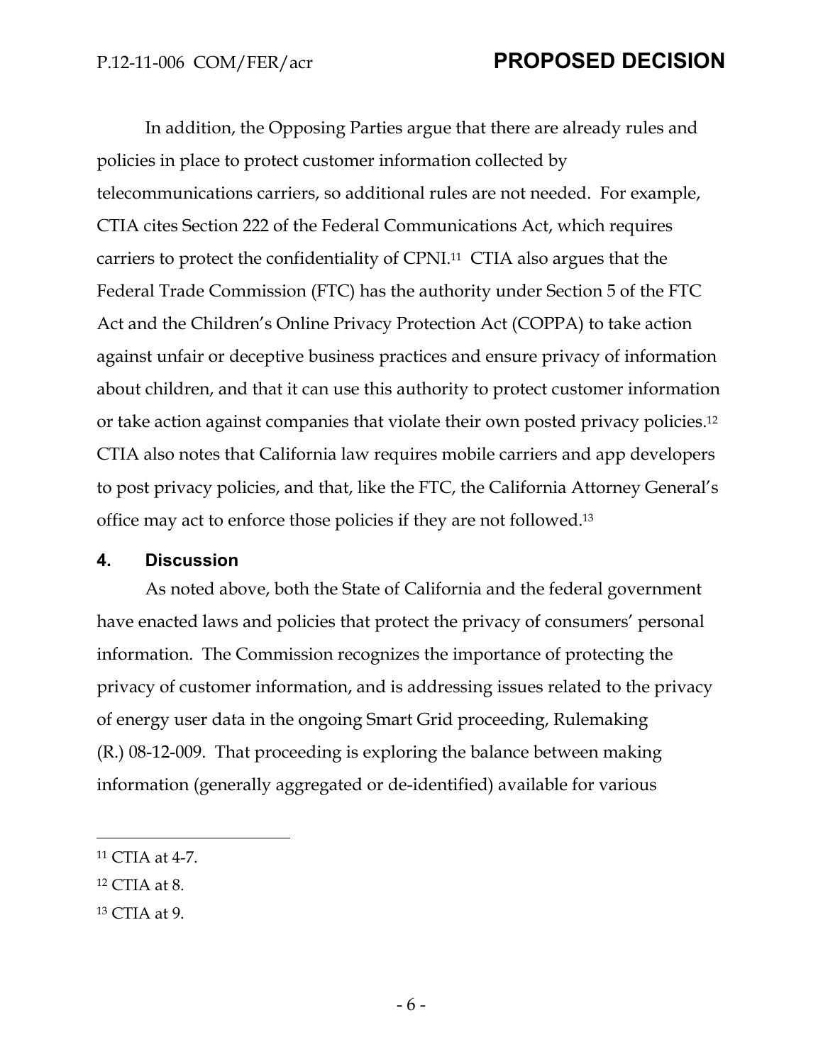In addition, the Opposing Parties argue that there are already rules and policies in place to protect customer information collected by telecommunications carriers, so additional rules are not needed. For example, CTIA cites Section 222 of the Federal Communications Act, which requires carriers to protect the confidentiality of CPNI.[11] CTIA also argues that the Federal Trade Commission (FTC) has the authority under Section 5 of the FTC Act and the Children's Online Privacy Protection Act (COPPA) to take action against unfair or deceptive business practices and ensure privacy of information about children, and that it can use this authority to protect customer information or take action against companies that violate their own posted privacy policies.[12] CTIA also notes that California law requires mobile carriers and app developers to post privacy policies, and that, like the FTC, the California Attorney General's office may act to enforce those policies if they are not followed.[13]

## 4. Discussion

As noted above, both the State of California and the federal government have enacted laws and policies that protect the privacy of consumers' personal information. The Commission recognizes the importance of protecting the privacy of customer information, and is addressing issues related to the privacy of energy user data in the ongoing Smart Grid proceeding, Rulemaking (R.) 08-12-009. That proceeding is exploring the balance between making information (generally aggregated or de-identified) available for various

---

[11] CTIA at 4-7.

[12] CTIA at 8.

[13] CTIA at 9.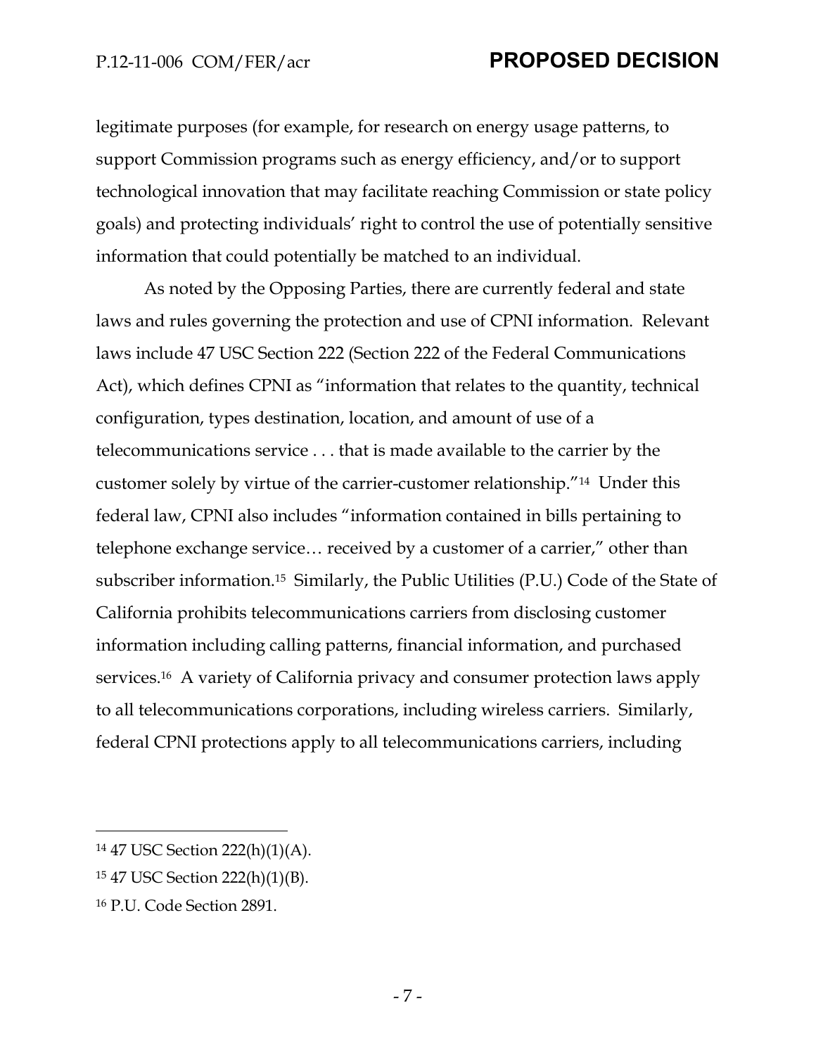legitimate purposes (for example, for research on energy usage patterns, to support Commission programs such as energy efficiency, and/or to support technological innovation that may facilitate reaching Commission or state policy goals) and protecting individuals' right to control the use of potentially sensitive information that could potentially be matched to an individual.

As noted by the Opposing Parties, there are currently federal and state laws and rules governing the protection and use of CPNI information. Relevant laws include 47 USC Section 222 (Section 222 of the Federal Communications Act), which defines CPNI as "information that relates to the quantity, technical configuration, types destination, location, and amount of use of a telecommunications service . . . that is made available to the carrier by the customer solely by virtue of the carrier-customer relationship."[14] Under this federal law, CPNI also includes "information contained in bills pertaining to telephone exchange service… received by a customer of a carrier," other than subscriber information.[15] Similarly, the Public Utilities (P.U.) Code of the State of California prohibits telecommunications carriers from disclosing customer information including calling patterns, financial information, and purchased services.[16] A variety of California privacy and consumer protection laws apply to all telecommunications corporations, including wireless carriers. Similarly, federal CPNI protections apply to all telecommunications carriers, including

---

[14] 47 USC Section 222(h)(1)(A).

[15] 47 USC Section 222(h)(1)(B).

[16] P.U. Code Section 2891.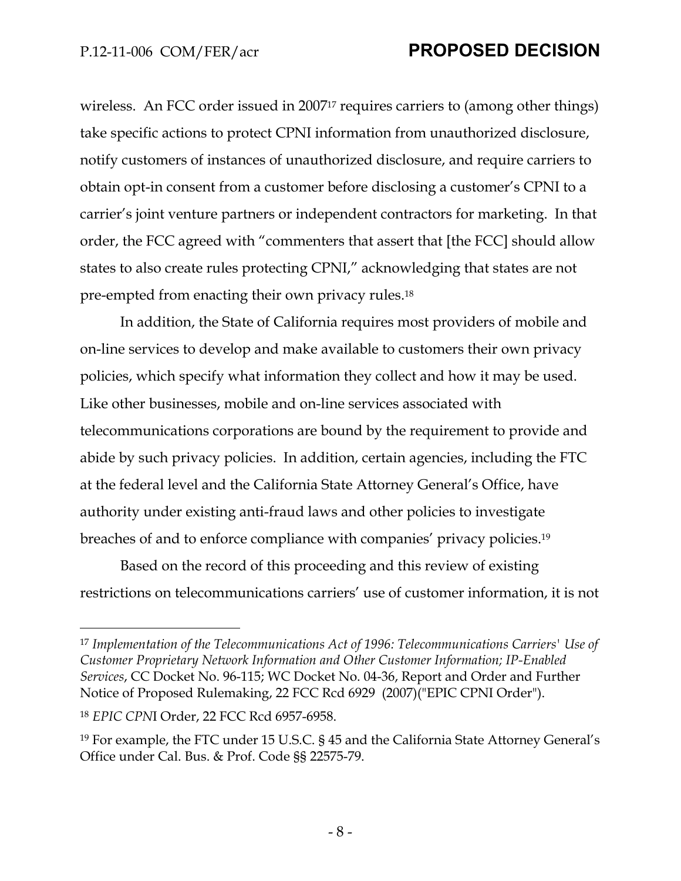wireless. An FCC order issued in 2007[17] requires carriers to (among other things) take specific actions to protect CPNI information from unauthorized disclosure, notify customers of instances of unauthorized disclosure, and require carriers to obtain opt-in consent from a customer before disclosing a customer's CPNI to a carrier's joint venture partners or independent contractors for marketing. In that order, the FCC agreed with "commenters that assert that [the FCC] should allow states to also create rules protecting CPNI," acknowledging that states are not pre-empted from enacting their own privacy rules.[18]

In addition, the State of California requires most providers of mobile and on-line services to develop and make available to customers their own privacy policies, which specify what information they collect and how it may be used. Like other businesses, mobile and on-line services associated with telecommunications corporations are bound by the requirement to provide and abide by such privacy policies. In addition, certain agencies, including the FTC at the federal level and the California State Attorney General's Office, have authority under existing anti-fraud laws and other policies to investigate breaches of and to enforce compliance with companies' privacy policies.[19]

Based on the record of this proceeding and this review of existing restrictions on telecommunications carriers' use of customer information, it is not

---

[17] *Implementation of the Telecommunications Act of 1996: Telecommunications Carriers' Use of Customer Proprietary Network Information and Other Customer Information; IP-Enabled Services*, CC Docket No. 96-115; WC Docket No. 04-36, Report and Order and Further Notice of Proposed Rulemaking, 22 FCC Rcd 6929 (2007)("EPIC CPNI Order").

[18] *EPIC CPN*I Order, 22 FCC Rcd 6957-6958.

[19] For example, the FTC under 15 U.S.C. § 45 and the California State Attorney General's Office under Cal. Bus. & Prof. Code §§ 22575-79.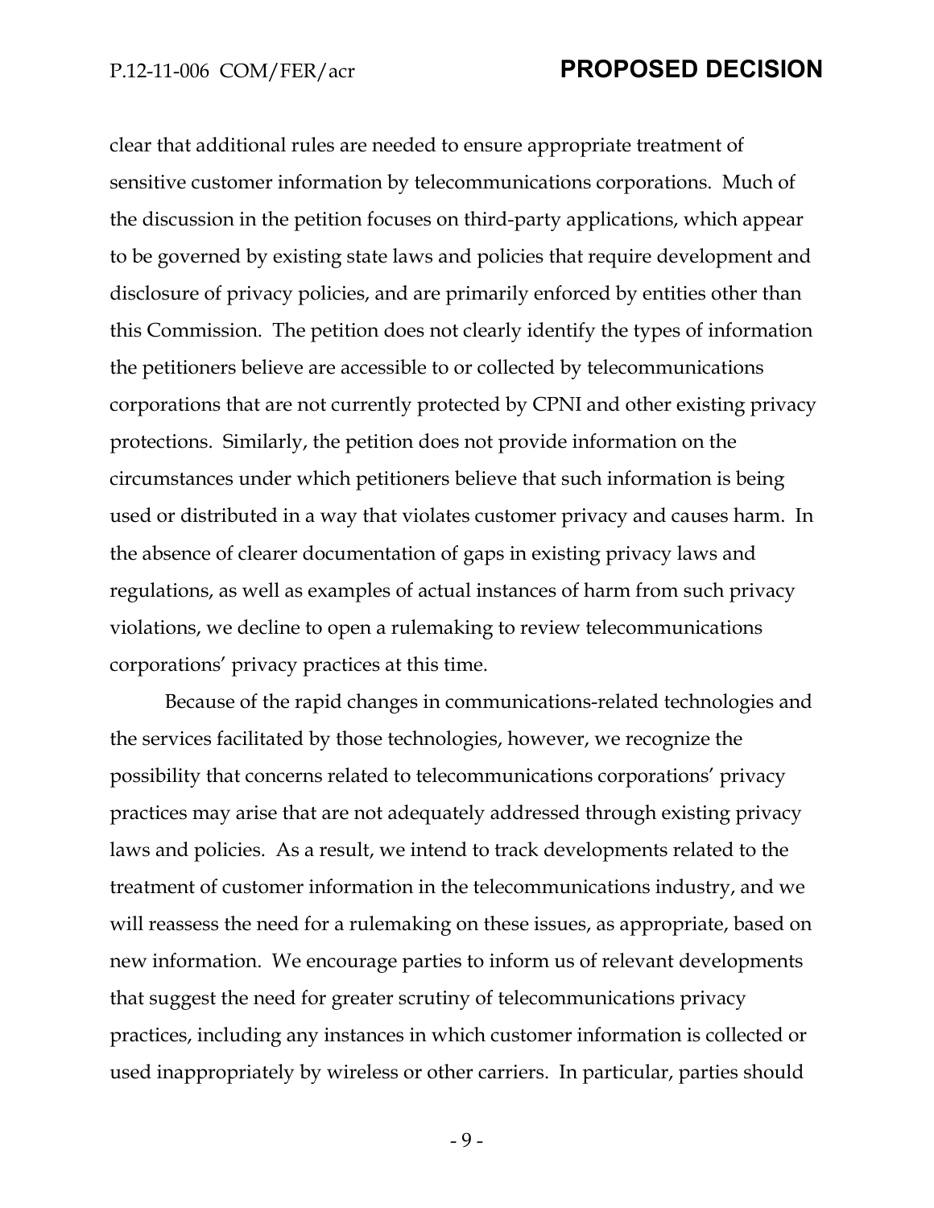clear that additional rules are needed to ensure appropriate treatment of sensitive customer information by telecommunications corporations. Much of the discussion in the petition focuses on third-party applications, which appear to be governed by existing state laws and policies that require development and disclosure of privacy policies, and are primarily enforced by entities other than this Commission. The petition does not clearly identify the types of information the petitioners believe are accessible to or collected by telecommunications corporations that are not currently protected by CPNI and other existing privacy protections. Similarly, the petition does not provide information on the circumstances under which petitioners believe that such information is being used or distributed in a way that violates customer privacy and causes harm. In the absence of clearer documentation of gaps in existing privacy laws and regulations, as well as examples of actual instances of harm from such privacy violations, we decline to open a rulemaking to review telecommunications corporations' privacy practices at this time.

Because of the rapid changes in communications-related technologies and the services facilitated by those technologies, however, we recognize the possibility that concerns related to telecommunications corporations' privacy practices may arise that are not adequately addressed through existing privacy laws and policies. As a result, we intend to track developments related to the treatment of customer information in the telecommunications industry, and we will reassess the need for a rulemaking on these issues, as appropriate, based on new information. We encourage parties to inform us of relevant developments that suggest the need for greater scrutiny of telecommunications privacy practices, including any instances in which customer information is collected or used inappropriately by wireless or other carriers. In particular, parties should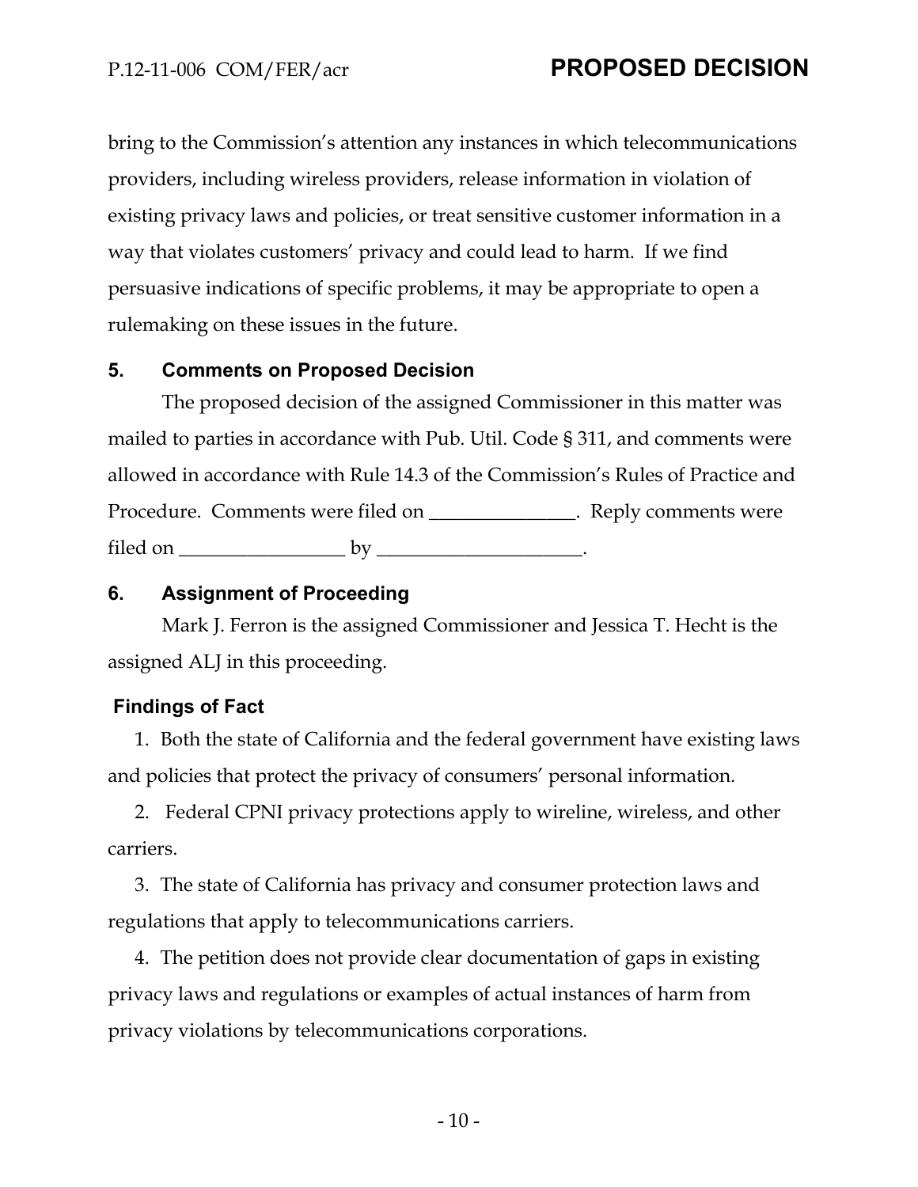bring to the Commission's attention any instances in which telecommunications providers, including wireless providers, release information in violation of existing privacy laws and policies, or treat sensitive customer information in a way that violates customers' privacy and could lead to harm. If we find persuasive indications of specific problems, it may be appropriate to open a rulemaking on these issues in the future.

## 5. Comments on Proposed Decision

The proposed decision of the assigned Commissioner in this matter was mailed to parties in accordance with Pub. Util. Code § 311, and comments were allowed in accordance with Rule 14.3 of the Commission's Rules of Practice and Procedure. Comments were filed on _______________. Reply comments were filed on _________________ by _____________________.

## 6. Assignment of Proceeding

Mark J. Ferron is the assigned Commissioner and Jessica T. Hecht is the assigned ALJ in this proceeding.

## Findings of Fact

1. Both the state of California and the federal government have existing laws and policies that protect the privacy of consumers' personal information.

2. Federal CPNI privacy protections apply to wireline, wireless, and other carriers.

3. The state of California has privacy and consumer protection laws and regulations that apply to telecommunications carriers.

4. The petition does not provide clear documentation of gaps in existing privacy laws and regulations or examples of actual instances of harm from privacy violations by telecommunications corporations.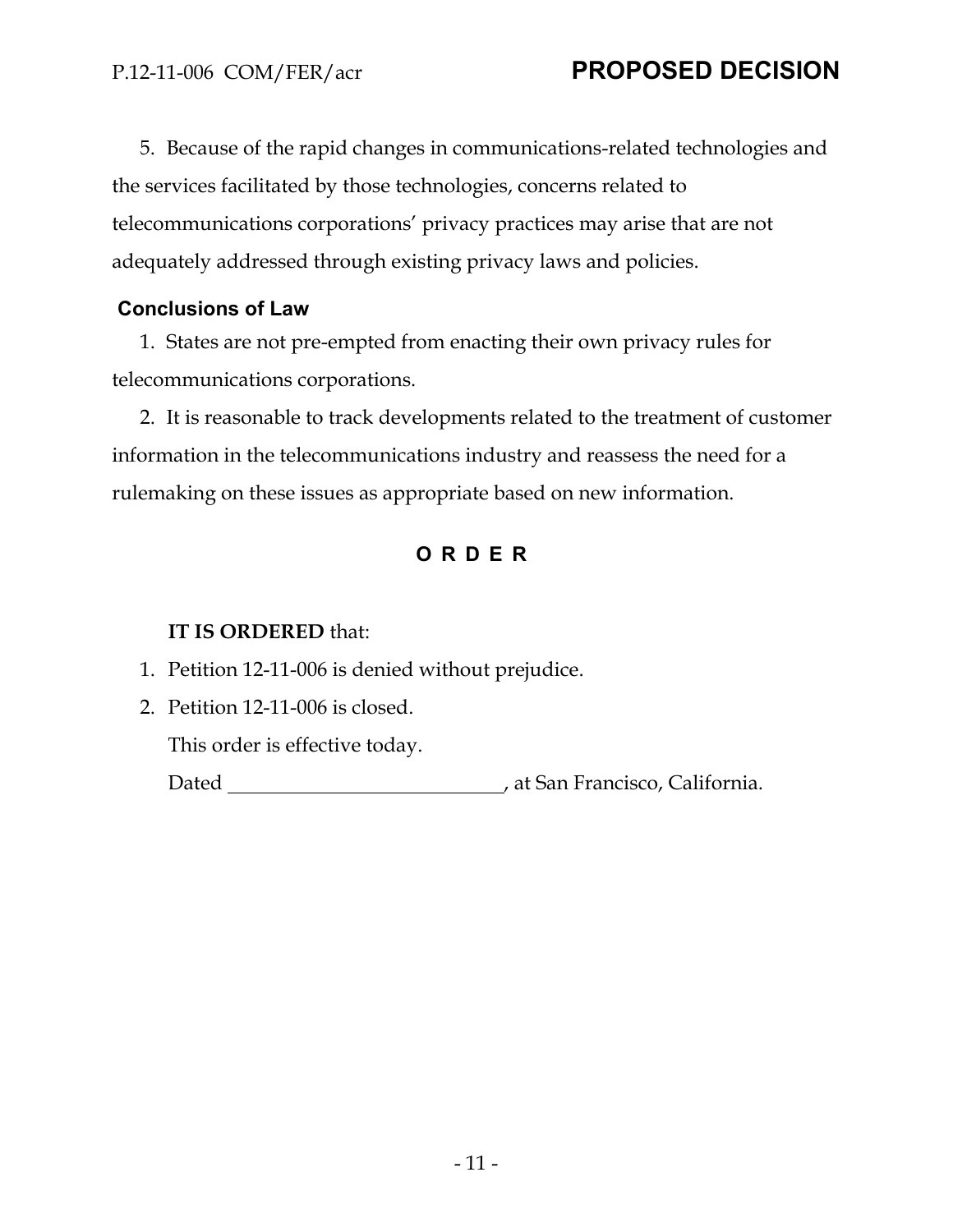5. Because of the rapid changes in communications-related technologies and the services facilitated by those technologies, concerns related to telecommunications corporations' privacy practices may arise that are not adequately addressed through existing privacy laws and policies.

## Conclusions of Law

1. States are not pre-empted from enacting their own privacy rules for telecommunications corporations.

2. It is reasonable to track developments related to the treatment of customer information in the telecommunications industry and reassess the need for a rulemaking on these issues as appropriate based on new information.

## O R D E R

**IT IS ORDERED** that:

1. Petition 12-11-006 is denied without prejudice.
2. Petition 12-11-006 is closed.

This order is effective today.

Dated \_\_\_\_\_\_\_\_\_\_\_\_\_\_\_\_\_\_\_\_\_\_\_\_\_\_\_\_, at San Francisco, California.